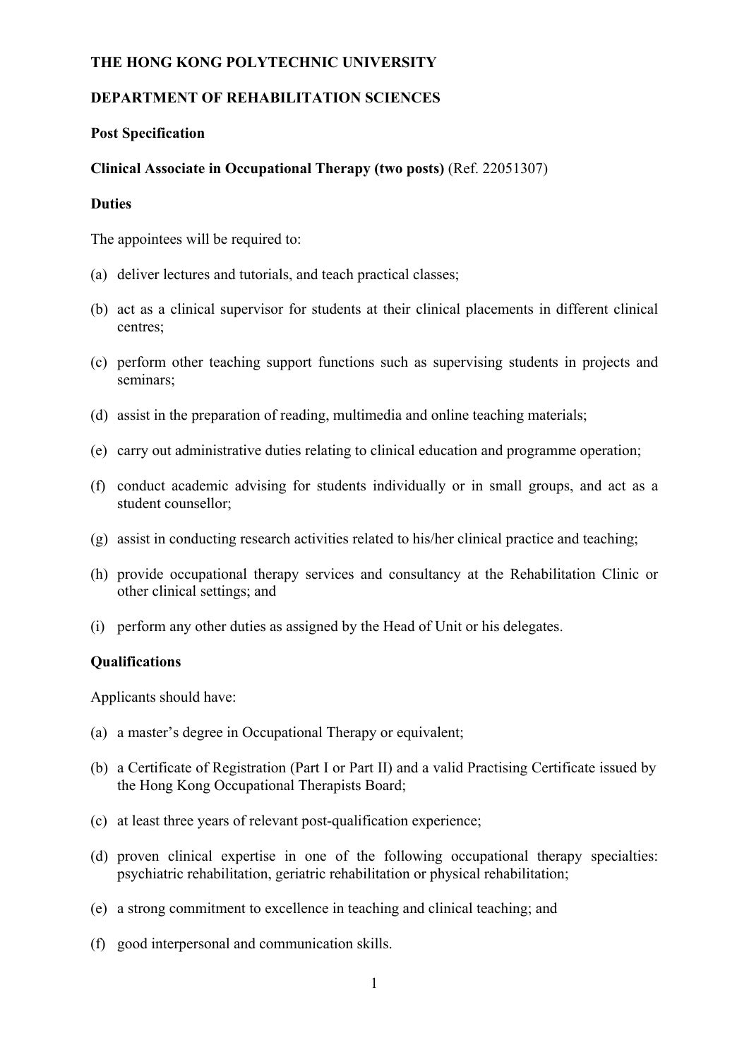**THE HONG KONG POLYTECHNIC UNIVERSITY**

**DEPARTMENT OF REHABILITATION SCIENCES**

**Post Specification**

**Clinical Associate in Occupational Therapy (two posts)** (Ref. 22051307)

**Duties**

The appointees will be required to:

(a) deliver lectures and tutorials, and teach practical classes;

(b) act as a clinical supervisor for students at their clinical placements in different clinical centres;

(c) perform other teaching support functions such as supervising students in projects and seminars;

(d) assist in the preparation of reading, multimedia and online teaching materials;

(e) carry out administrative duties relating to clinical education and programme operation;

(f) conduct academic advising for students individually or in small groups, and act as a student counsellor;

(g) assist in conducting research activities related to his/her clinical practice and teaching;

(h) provide occupational therapy services and consultancy at the Rehabilitation Clinic or other clinical settings; and

(i) perform any other duties as assigned by the Head of Unit or his delegates.

**Qualifications**

Applicants should have:

(a) a master's degree in Occupational Therapy or equivalent;

(b) a Certificate of Registration (Part I or Part II) and a valid Practising Certificate issued by the Hong Kong Occupational Therapists Board;

(c) at least three years of relevant post-qualification experience;

(d) proven clinical expertise in one of the following occupational therapy specialties: psychiatric rehabilitation, geriatric rehabilitation or physical rehabilitation;

(e) a strong commitment to excellence in teaching and clinical teaching; and

(f) good interpersonal and communication skills.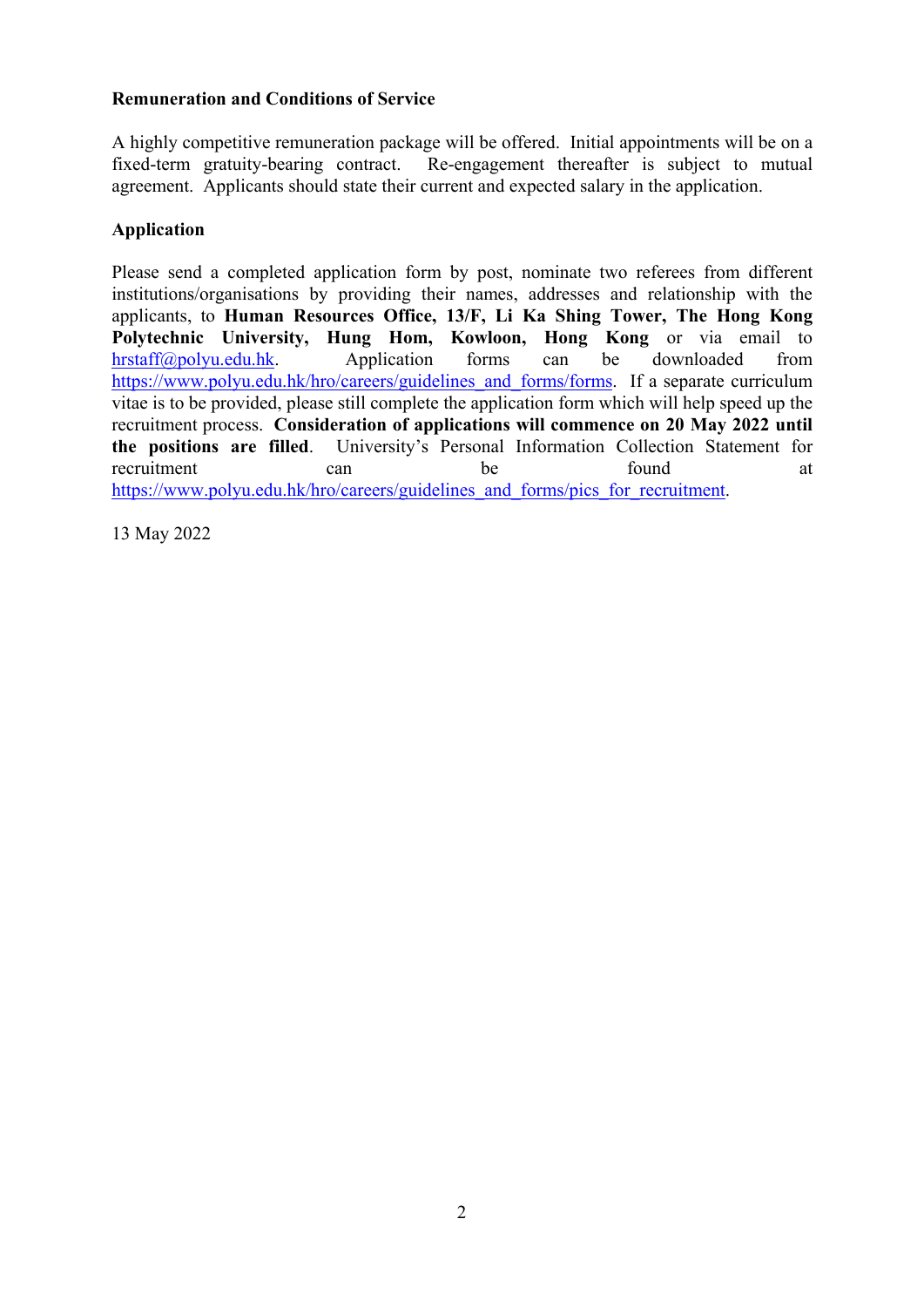**Remuneration and Conditions of Service**

A highly competitive remuneration package will be offered. Initial appointments will be on a fixed-term gratuity-bearing contract. Re-engagement thereafter is subject to mutual agreement. Applicants should state their current and expected salary in the application.

**Application**

Please send a completed application form by post, nominate two referees from different institutions/organisations by providing their names, addresses and relationship with the applicants, to **Human Resources Office, 13/F, Li Ka Shing Tower, The Hong Kong Polytechnic University, Hung Hom, Kowloon, Hong Kong** or via email to [hrstaff@polyu.edu.hk](mailto:hrstaff@polyu.edu.hk). Application forms can be downloaded from [https://www.polyu.edu.hk/hro/careers/guidelines_and_forms/forms](https://www.polyu.edu.hk/hro/careers/guidelines_and_forms/forms). If a separate curriculum vitae is to be provided, please still complete the application form which will help speed up the recruitment process. **Consideration of applications will commence on 20 May 2022 until the positions are filled**. University's Personal Information Collection Statement for recruitment can be found at [https://www.polyu.edu.hk/hro/careers/guidelines_and_forms/pics_for_recruitment](https://www.polyu.edu.hk/hro/careers/guidelines_and_forms/pics_for_recruitment).

13 May 2022